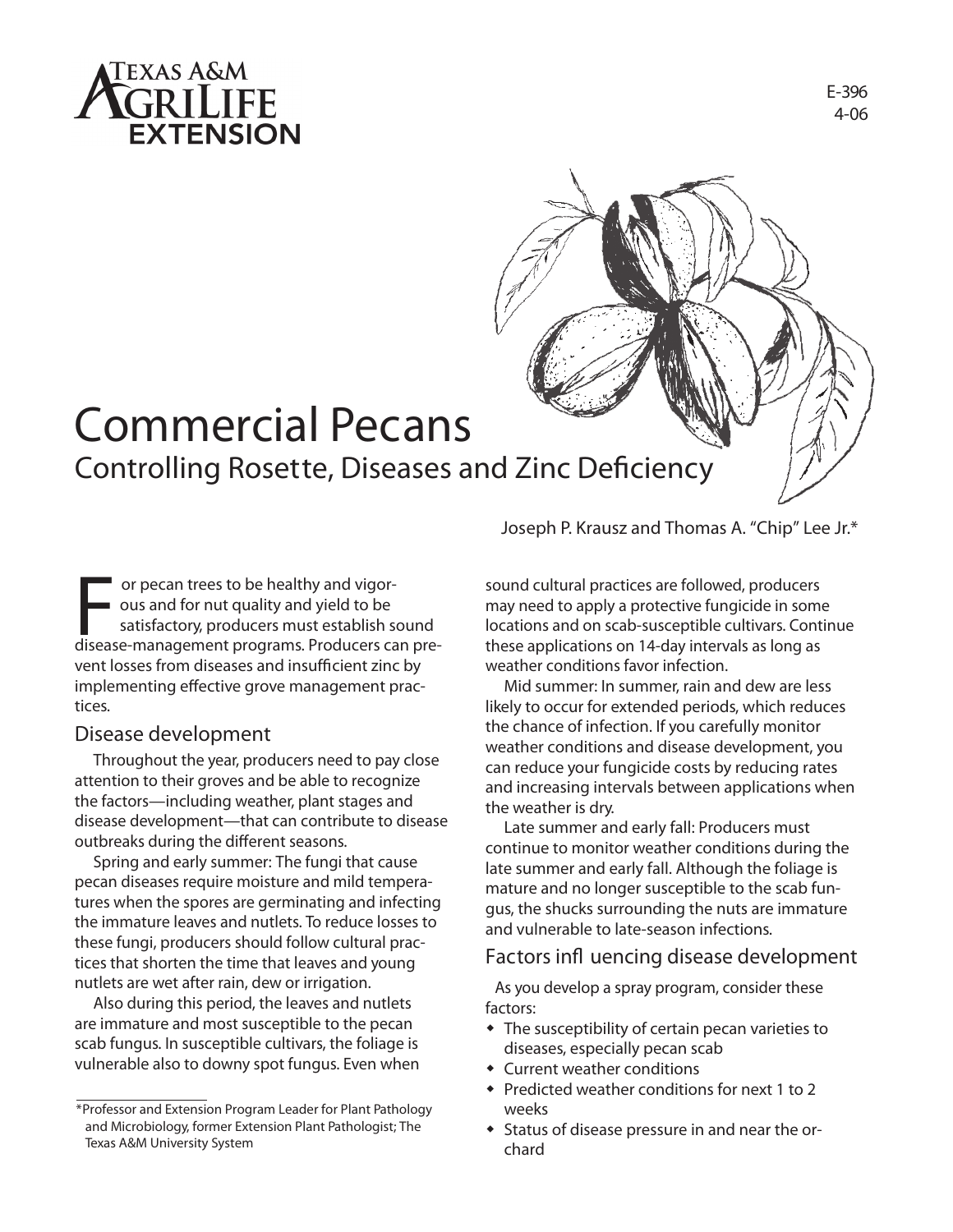Texas A&M AgriLife Extension

E-396
4-06

# Commercial Pecans

## Controlling Rosette, Diseases and Zinc Deficiency

Joseph P. Krausz and Thomas A. "Chip" Lee Jr.*

For pecan trees to be healthy and vigorous and for nut quality and yield to be satisfactory, producers must establish sound disease-management programs. Producers can prevent losses from diseases and insufficient zinc by implementing effective grove management practices.

### Disease development

Throughout the year, producers need to pay close attention to their groves and be able to recognize the factors—including weather, plant stages and disease development—that can contribute to disease outbreaks during the different seasons.

Spring and early summer: The fungi that cause pecan diseases require moisture and mild temperatures when the spores are germinating and infecting the immature leaves and nutlets. To reduce losses to these fungi, producers should follow cultural practices that shorten the time that leaves and young nutlets are wet after rain, dew or irrigation.

Also during this period, the leaves and nutlets are immature and most susceptible to the pecan scab fungus. In susceptible cultivars, the foliage is vulnerable also to downy spot fungus. Even when sound cultural practices are followed, producers may need to apply a protective fungicide in some locations and on scab-susceptible cultivars. Continue these applications on 14-day intervals as long as weather conditions favor infection.

Mid summer: In summer, rain and dew are less likely to occur for extended periods, which reduces the chance of infection. If you carefully monitor weather conditions and disease development, you can reduce your fungicide costs by reducing rates and increasing intervals between applications when the weather is dry.

Late summer and early fall: Producers must continue to monitor weather conditions during the late summer and early fall. Although the foliage is mature and no longer susceptible to the scab fungus, the shucks surrounding the nuts are immature and vulnerable to late-season infections.

### Factors influencing disease development

As you develop a spray program, consider these factors:

- The susceptibility of certain pecan varieties to diseases, especially pecan scab
- Current weather conditions
- Predicted weather conditions for next 1 to 2 weeks
- Status of disease pressure in and near the orchard

*Professor and Extension Program Leader for Plant Pathology and Microbiology, former Extension Plant Pathologist; The Texas A&M University System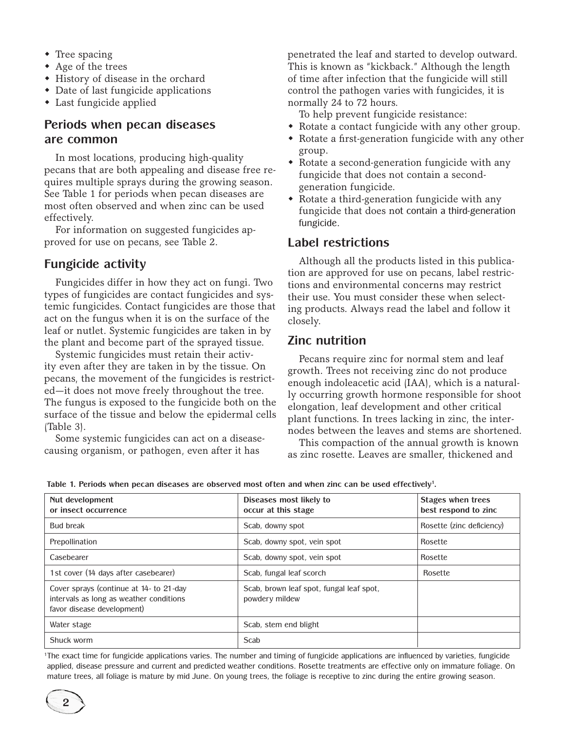- Tree spacing
- Age of the trees
- History of disease in the orchard
- Date of last fungicide applications
- Last fungicide applied

## Periods when pecan diseases are common

In most locations, producing high-quality pecans that are both appealing and disease free requires multiple sprays during the growing season. See Table 1 for periods when pecan diseases are most often observed and when zinc can be used effectively.

For information on suggested fungicides approved for use on pecans, see Table 2.

## Fungicide activity

Fungicides differ in how they act on fungi. Two types of fungicides are contact fungicides and systemic fungicides. Contact fungicides are those that act on the fungus when it is on the surface of the leaf or nutlet. Systemic fungicides are taken in by the plant and become part of the sprayed tissue.

Systemic fungicides must retain their activity even after they are taken in by the tissue. On pecans, the movement of the fungicides is restricted—it does not move freely throughout the tree. The fungus is exposed to the fungicide both on the surface of the tissue and below the epidermal cells (Table 3).

Some systemic fungicides can act on a disease-causing organism, or pathogen, even after it has penetrated the leaf and started to develop outward. This is known as "kickback." Although the length of time after infection that the fungicide will still control the pathogen varies with fungicides, it is normally 24 to 72 hours.

To help prevent fungicide resistance:

- Rotate a contact fungicide with any other group.
- Rotate a first-generation fungicide with any other group.
- Rotate a second-generation fungicide with any fungicide that does not contain a second-generation fungicide.
- Rotate a third-generation fungicide with any fungicide that does not contain a third-generation fungicide.

## Label restrictions

Although all the products listed in this publication are approved for use on pecans, label restrictions and environmental concerns may restrict their use. You must consider these when selecting products. Always read the label and follow it closely.

## Zinc nutrition

Pecans require zinc for normal stem and leaf growth. Trees not receiving zinc do not produce enough indoleacetic acid (IAA), which is a naturally occurring growth hormone responsible for shoot elongation, leaf development and other critical plant functions. In trees lacking in zinc, the internodes between the leaves and stems are shortened.

This compaction of the annual growth is known as zinc rosette. Leaves are smaller, thickened and

**Table 1. Periods when pecan diseases are observed most often and when zinc can be used effectively[1].**

| Nut development or insect occurrence | Diseases most likely to occur at this stage | Stages when trees best respond to zinc |
|---|---|---|
| Bud break | Scab, downy spot | Rosette (zinc deficiency) |
| Prepollination | Scab, downy spot, vein spot | Rosette |
| Casebearer | Scab, downy spot, vein spot | Rosette |
| 1st cover (14 days after casebearer) | Scab, fungal leaf scorch | Rosette |
| Cover sprays (continue at 14- to 21-day intervals as long as weather conditions favor disease development) | Scab, brown leaf spot, fungal leaf spot, powdery mildew | |
| Water stage | Scab, stem end blight | |
| Shuck worm | Scab | |

[1]The exact time for fungicide applications varies. The number and timing of fungicide applications are influenced by varieties, fungicide applied, disease pressure and current and predicted weather conditions. Rosette treatments are effective only on immature foliage. On mature trees, all foliage is mature by mid June. On young trees, the foliage is receptive to zinc during the entire growing season.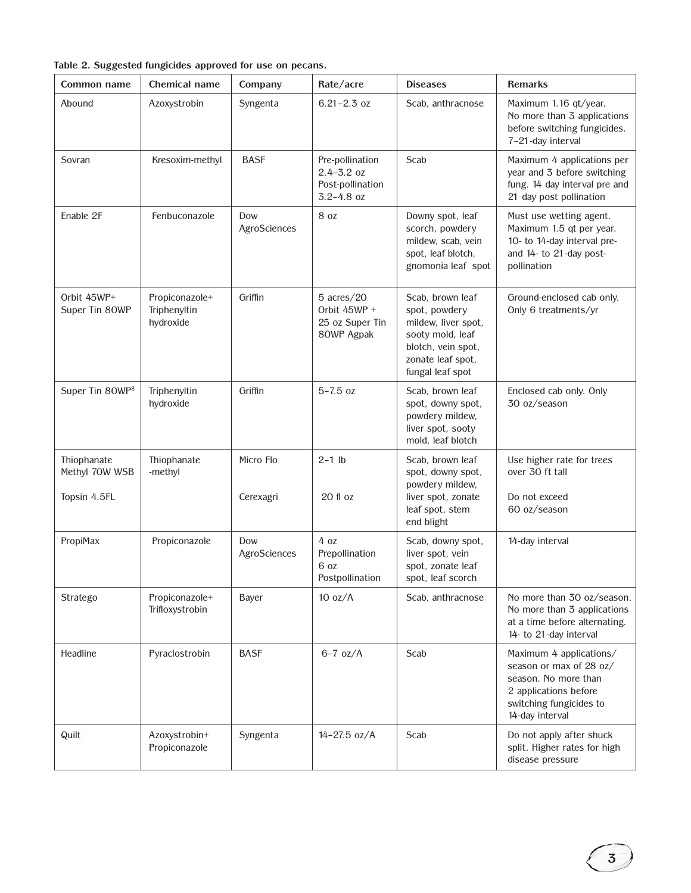**Table 2. Suggested fungicides approved for use on pecans.**

| Common name | Chemical name | Company | Rate/acre | Diseases | Remarks |
|---|---|---|---|---|---|
| Abound | Azoxystrobin | Syngenta | 6.21–2.3 oz | Scab, anthracnose | Maximum 1.16 qt/year. No more than 3 applications before switching fungicides. 7–21-day interval |
| Sovran | Kresoxim-methyl | BASF | Pre-pollination 2.4–3.2 oz Post-pollination 3.2–4.8 oz | Scab | Maximum 4 applications per year and 3 before switching fung. 14 day interval pre and 21 day post pollination |
| Enable 2F | Fenbuconazole | Dow AgroSciences | 8 oz | Downy spot, leaf scorch, powdery mildew, scab, vein spot, leaf blotch, gnomonia leaf spot | Must use wetting agent. Maximum 1.5 qt per year. 10- to 14-day interval pre- and 14- to 21-day post-pollination |
| Orbit 45WP+ Super Tin 80WP | Propiconazole+ Triphenyltin hydroxide | Griffin | 5 acres/20 Orbit 45WP + 25 oz Super Tin 80WP Agpak | Scab, brown leaf spot, powdery mildew, liver spot, sooty mold, leaf blotch, vein spot, zonate leaf spot, fungal leaf spot | Ground-enclosed cab only. Only 6 treatments/yr |
| Super Tin 80WP[8] | Triphenyltin hydroxide | Griffin | 5–7.5 oz | Scab, brown leaf spot, downy spot, powdery mildew, liver spot, sooty mold, leaf blotch | Enclosed cab only. Only 30 oz/season |
| Thiophanate Methyl 70W WSB<br><br>Topsin 4.5FL | Thiophanate -methyl | Micro Flo<br><br>Cerexagri | 2–1 lb<br><br>20 fl oz | Scab, brown leaf spot, downy spot, powdery mildew, liver spot, zonate leaf spot, stem end blight | Use higher rate for trees over 30 ft tall<br><br>Do not exceed 60 oz/season |
| PropiMax | Propiconazole | Dow AgroSciences | 4 oz Prepollination 6 oz Postpollination | Scab, downy spot, liver spot, vein spot, zonate leaf spot, leaf scorch | 14-day interval |
| Stratego | Propiconazole+ Trifloxystrobin | Bayer | 10 oz/A | Scab, anthracnose | No more than 30 oz/season. No more than 3 applications at a time before alternating. 14- to 21-day interval |
| Headline | Pyraclostrobin | BASF | 6–7 oz/A | Scab | Maximum 4 applications/ season or max of 28 oz/ season. No more than 2 applications before switching fungicides to 14-day interval |
| Quilt | Azoxystrobin+ Propiconazole | Syngenta | 14–27.5 oz/A | Scab | Do not apply after shuck split. Higher rates for high disease pressure |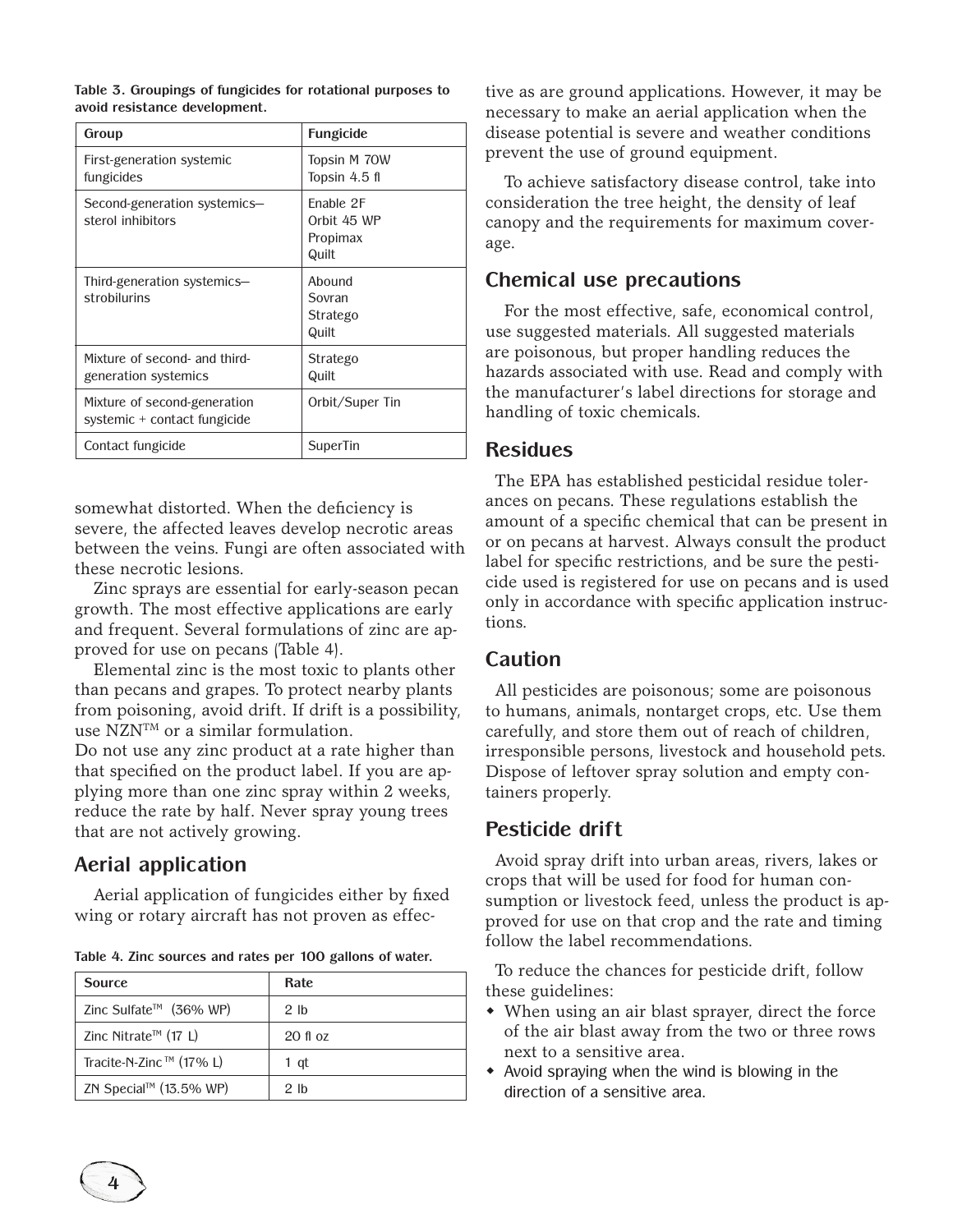Table 3. Groupings of fungicides for rotational purposes to avoid resistance development.

| Group | Fungicide |
| --- | --- |
| First-generation systemic fungicides | Topsin M 70W<br>Topsin 4.5 fl |
| Second-generation systemics—sterol inhibitors | Enable 2F<br>Orbit 45 WP<br>Propimax<br>Quilt |
| Third-generation systemics—strobilurins | Abound<br>Sovran<br>Stratego<br>Quilt |
| Mixture of second- and third-generation systemics | Stratego<br>Quilt |
| Mixture of second-generation systemic + contact fungicide | Orbit/Super Tin |
| Contact fungicide | SuperTin |

somewhat distorted. When the deficiency is severe, the affected leaves develop necrotic areas between the veins. Fungi are often associated with these necrotic lesions.

Zinc sprays are essential for early-season pecan growth. The most effective applications are early and frequent. Several formulations of zinc are approved for use on pecans (Table 4).

Elemental zinc is the most toxic to plants other than pecans and grapes. To protect nearby plants from poisoning, avoid drift. If drift is a possibility, use NZN™ or a similar formulation.

Do not use any zinc product at a rate higher than that specified on the product label. If you are applying more than one zinc spray within 2 weeks, reduce the rate by half. Never spray young trees that are not actively growing.

## Aerial application

Aerial application of fungicides either by fixed wing or rotary aircraft has not proven as effective as are ground applications. However, it may be necessary to make an aerial application when the disease potential is severe and weather conditions prevent the use of ground equipment.

Table 4. Zinc sources and rates per 100 gallons of water.

| Source | Rate |
| --- | --- |
| Zinc Sulfate™ (36% WP) | 2 lb |
| Zinc Nitrate™ (17 L) | 20 fl oz |
| Tracite-N-Zinc ™ (17% L) | 1 qt |
| ZN Special™ (13.5% WP) | 2 lb |

To achieve satisfactory disease control, take into consideration the tree height, the density of leaf canopy and the requirements for maximum coverage.

## Chemical use precautions

For the most effective, safe, economical control, use suggested materials. All suggested materials are poisonous, but proper handling reduces the hazards associated with use. Read and comply with the manufacturer's label directions for storage and handling of toxic chemicals.

## Residues

The EPA has established pesticidal residue tolerances on pecans. These regulations establish the amount of a specific chemical that can be present in or on pecans at harvest. Always consult the product label for specific restrictions, and be sure the pesticide used is registered for use on pecans and is used only in accordance with specific application instructions.

## Caution

All pesticides are poisonous; some are poisonous to humans, animals, nontarget crops, etc. Use them carefully, and store them out of reach of children, irresponsible persons, livestock and household pets. Dispose of leftover spray solution and empty containers properly.

## Pesticide drift

Avoid spray drift into urban areas, rivers, lakes or crops that will be used for food for human consumption or livestock feed, unless the product is approved for use on that crop and the rate and timing follow the label recommendations.

To reduce the chances for pesticide drift, follow these guidelines:

- When using an air blast sprayer, direct the force of the air blast away from the two or three rows next to a sensitive area.
- Avoid spraying when the wind is blowing in the direction of a sensitive area.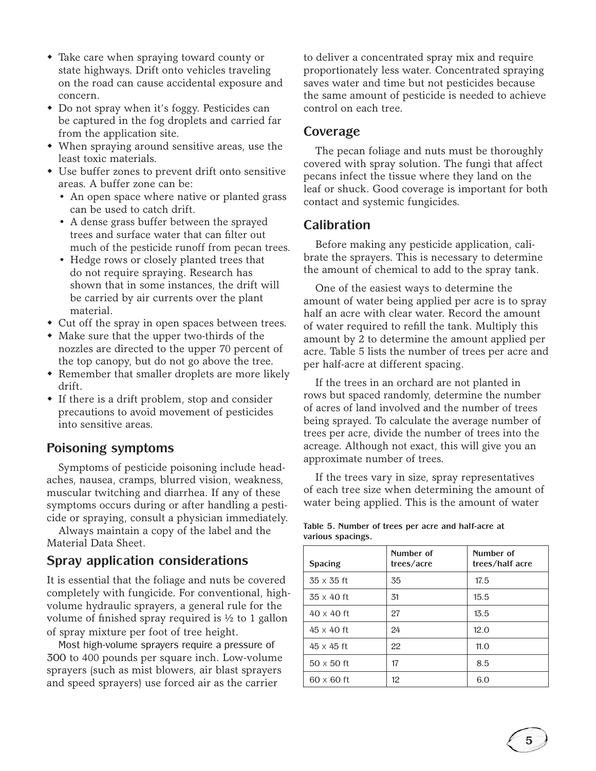- Take care when spraying toward county or state highways. Drift onto vehicles traveling on the road can cause accidental exposure and concern.
- Do not spray when it's foggy. Pesticides can be captured in the fog droplets and carried far from the application site.
- When spraying around sensitive areas, use the least toxic materials.
- Use buffer zones to prevent drift onto sensitive areas. A buffer zone can be:
  - An open space where native or planted grass can be used to catch drift.
  - A dense grass buffer between the sprayed trees and surface water that can filter out much of the pesticide runoff from pecan trees.
  - Hedge rows or closely planted trees that do not require spraying. Research has shown that in some instances, the drift will be carried by air currents over the plant material.
- Cut off the spray in open spaces between trees.
- Make sure that the upper two-thirds of the nozzles are directed to the upper 70 percent of the top canopy, but do not go above the tree.
- Remember that smaller droplets are more likely drift.
- If there is a drift problem, stop and consider precautions to avoid movement of pesticides into sensitive areas.

## Poisoning symptoms

Symptoms of pesticide poisoning include headaches, nausea, cramps, blurred vision, weakness, muscular twitching and diarrhea. If any of these symptoms occurs during or after handling a pesticide or spraying, consult a physician immediately.

Always maintain a copy of the label and the Material Data Sheet.

## Spray application considerations

It is essential that the foliage and nuts be covered completely with fungicide. For conventional, high-volume hydraulic sprayers, a general rule for the volume of finished spray required is ½ to 1 gallon of spray mixture per foot of tree height.

Most high-volume sprayers require a pressure of 300 to 400 pounds per square inch. Low-volume sprayers (such as mist blowers, air blast sprayers and speed sprayers) use forced air as the carrier to deliver a concentrated spray mix and require proportionately less water. Concentrated spraying saves water and time but not pesticides because the same amount of pesticide is needed to achieve control on each tree.

## Coverage

The pecan foliage and nuts must be thoroughly covered with spray solution. The fungi that affect pecans infect the tissue where they land on the leaf or shuck. Good coverage is important for both contact and systemic fungicides.

## Calibration

Before making any pesticide application, calibrate the sprayers. This is necessary to determine the amount of chemical to add to the spray tank.

One of the easiest ways to determine the amount of water being applied per acre is to spray half an acre with clear water. Record the amount of water required to refill the tank. Multiply this amount by 2 to determine the amount applied per acre. Table 5 lists the number of trees per acre and per half-acre at different spacing.

If the trees in an orchard are not planted in rows but spaced randomly, determine the number of acres of land involved and the number of trees being sprayed. To calculate the average number of trees per acre, divide the number of trees into the acreage. Although not exact, this will give you an approximate number of trees.

If the trees vary in size, spray representatives of each tree size when determining the amount of water being applied. This is the amount of water

**Table 5. Number of trees per acre and half-acre at various spacings.**

| Spacing | Number of trees/acre | Number of trees/half acre |
|---|---|---|
| 35 x 35 ft | 35 | 17.5 |
| 35 x 40 ft | 31 | 15.5 |
| 40 x 40 ft | 27 | 13.5 |
| 45 x 40 ft | 24 | 12.0 |
| 45 x 45 ft | 22 | 11.0 |
| 50 x 50 ft | 17 | 8.5 |
| 60 x 60 ft | 12 | 6.0 |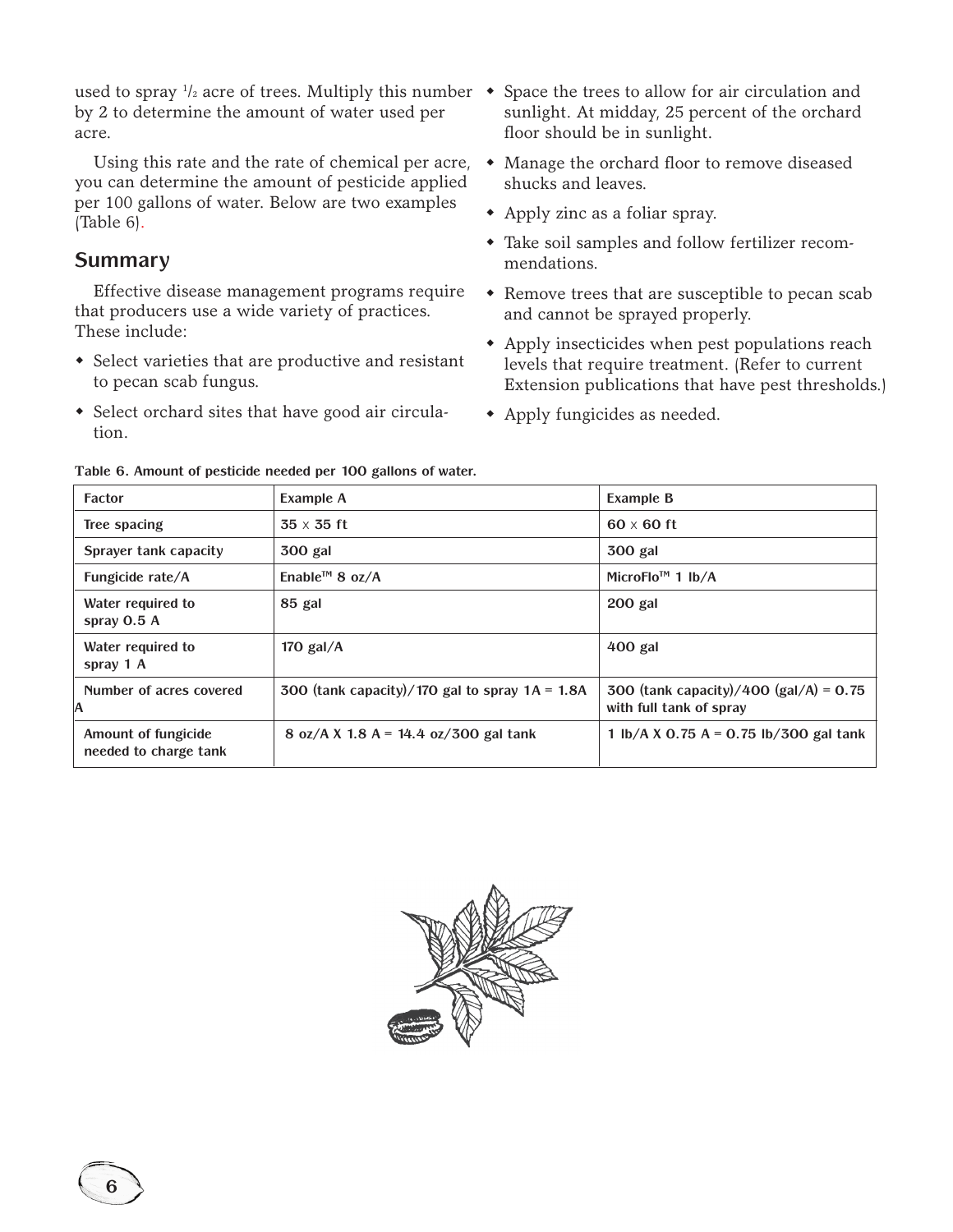used to spray 1/2 acre of trees. Multiply this number by 2 to determine the amount of water used per acre.

Using this rate and the rate of chemical per acre, you can determine the amount of pesticide applied per 100 gallons of water. Below are two examples (Table 6).

## Summary

Effective disease management programs require that producers use a wide variety of practices. These include:

- Select varieties that are productive and resistant to pecan scab fungus.
- Select orchard sites that have good air circulation.
- Space the trees to allow for air circulation and sunlight. At midday, 25 percent of the orchard floor should be in sunlight.
- Manage the orchard floor to remove diseased shucks and leaves.
- Apply zinc as a foliar spray.
- Take soil samples and follow fertilizer recommendations.
- Remove trees that are susceptible to pecan scab and cannot be sprayed properly.
- Apply insecticides when pest populations reach levels that require treatment. (Refer to current Extension publications that have pest thresholds.)
- Apply fungicides as needed.

**Table 6. Amount of pesticide needed per 100 gallons of water.**

| Factor | Example A | Example B |
|---|---|---|
| Tree spacing | 35 x 35 ft | 60 x 60 ft |
| Sprayer tank capacity | 300 gal | 300 gal |
| Fungicide rate/A | Enable™ 8 oz/A | MicroFlo™ 1 lb/A |
| Water required to spray 0.5 A | 85 gal | 200 gal |
| Water required to spray 1 A | 170 gal/A | 400 gal |
| Number of acres covered A | 300 (tank capacity)/170 gal to spray 1A = 1.8A | 300 (tank capacity)/400 (gal/A) = 0.75 with full tank of spray |
| Amount of fungicide needed to charge tank | 8 oz/A X 1.8 A = 14.4 oz/300 gal tank | 1 lb/A X 0.75 A = 0.75 lb/300 gal tank |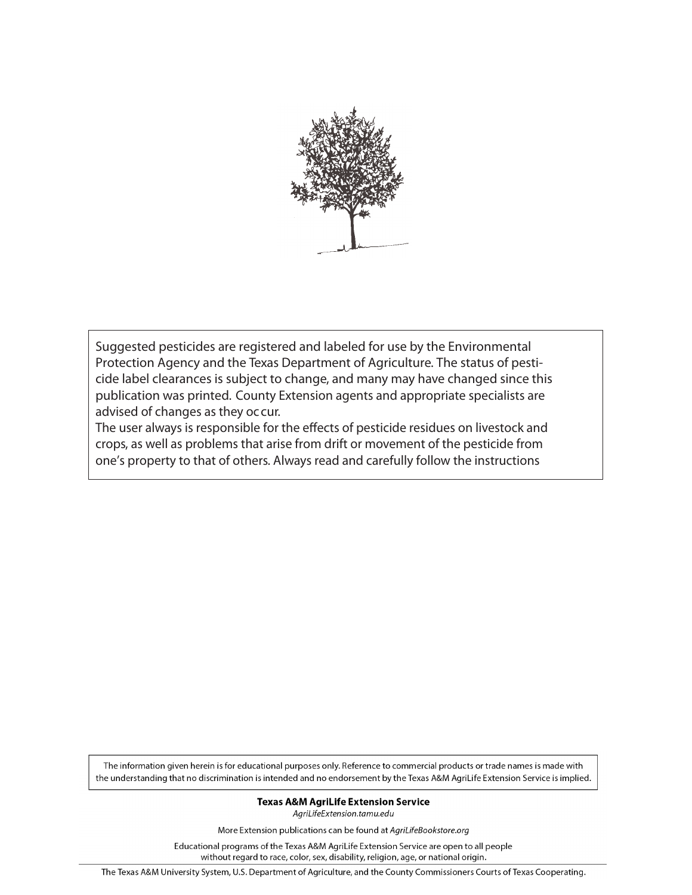Suggested pesticides are registered and labeled for use by the Environmental Protection Agency and the Texas Department of Agriculture. The status of pesticide label clearances is subject to change, and many may have changed since this publication was printed. County Extension agents and appropriate specialists are advised of changes as they occur.
The user always is responsible for the effects of pesticide residues on livestock and crops, as well as problems that arise from drift or movement of the pesticide from one's property to that of others. Always read and carefully follow the instructions

The information given herein is for educational purposes only. Reference to commercial products or trade names is made with the understanding that no discrimination is intended and no endorsement by the Texas A&M AgriLife Extension Service is implied.

**Texas A&M AgriLife Extension Service**
*AgriLifeExtension.tamu.edu*

More Extension publications can be found at *AgriLifeBookstore.org*

Educational programs of the Texas A&M AgriLife Extension Service are open to all people without regard to race, color, sex, disability, religion, age, or national origin.

The Texas A&M University System, U.S. Department of Agriculture, and the County Commissioners Courts of Texas Cooperating.